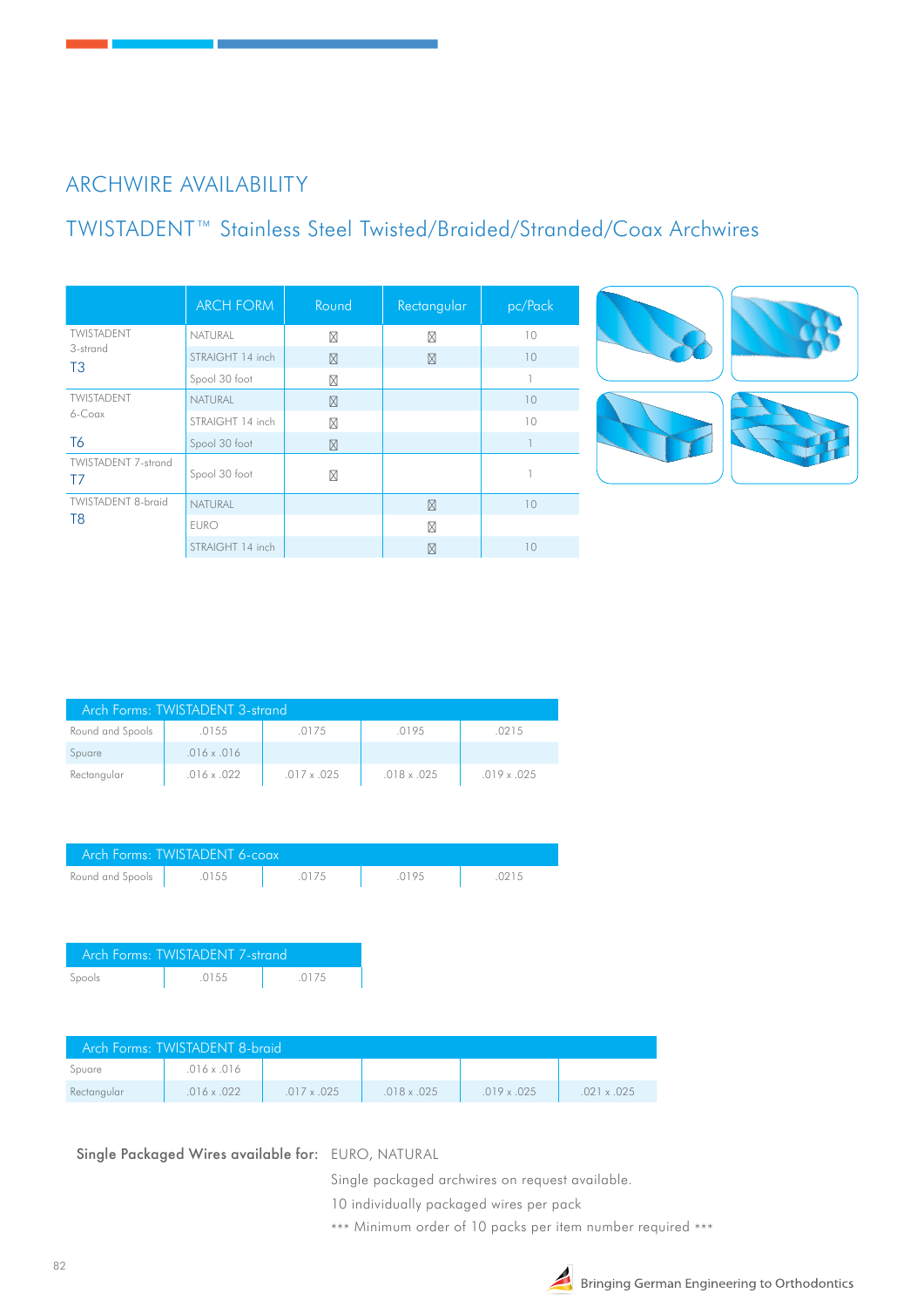# ARCHWIRE AVAILABILITY

## TWISTADENT™ Stainless Steel Twisted/Braided/Stranded/Coax Archwires

| | ARCH FORM | Round | Rectangular | pc/Pack |
|---|---|---|---|---|
| TWISTADENT 3-strand **T3** | NATURAL | ☒ | ☒ | 10 |
| | STRAIGHT 14 inch | ☒ | ☒ | 10 |
| | Spool 30 foot | ☒ | | 1 |
| TWISTADENT 6-Coax **T6** | NATURAL | ☒ | | 10 |
| | STRAIGHT 14 inch | ☒ | | 10 |
| | Spool 30 foot | ☒ | | 1 |
| TWISTADENT 7-strand **T7** | Spool 30 foot | ☒ | | 1 |
| TWISTADENT 8-braid **T8** | NATURAL | | ☒ | 10 |
| | EURO | | ☒ | |
| | STRAIGHT 14 inch | | ☒ | 10 |

| Arch Forms: TWISTADENT 3-strand | | | | |
|---|---|---|---|---|
| Round and Spools | .0155 | .0175 | .0195 | .0215 |
| Spuare | .016 x .016 | | | |
| Rectangular | .016 x .022 | .017 x .025 | .018 x .025 | .019 x .025 |

| Arch Forms: TWISTADENT 6-coax | | | | |
|---|---|---|---|---|
| Round and Spools | .0155 | .0175 | .0195 | .0215 |

| Arch Forms: TWISTADENT 7-strand | | |
|---|---|---|
| Spools | .0155 | .0175 |

| Arch Forms: TWISTADENT 8-braid | | | | | |
|---|---|---|---|---|---|
| Spuare | .016 x .016 | | | | |
| Rectangular | .016 x .022 | .017 x .025 | .018 x .025 | .019 x .025 | .021 x .025 |

**Single Packaged Wires available for:** EURO, NATURAL

Single packaged archwires on request available.

10 individually packaged wires per pack

*** Minimum order of 10 packs per item number required ***

Bringing German Engineering to Orthodontics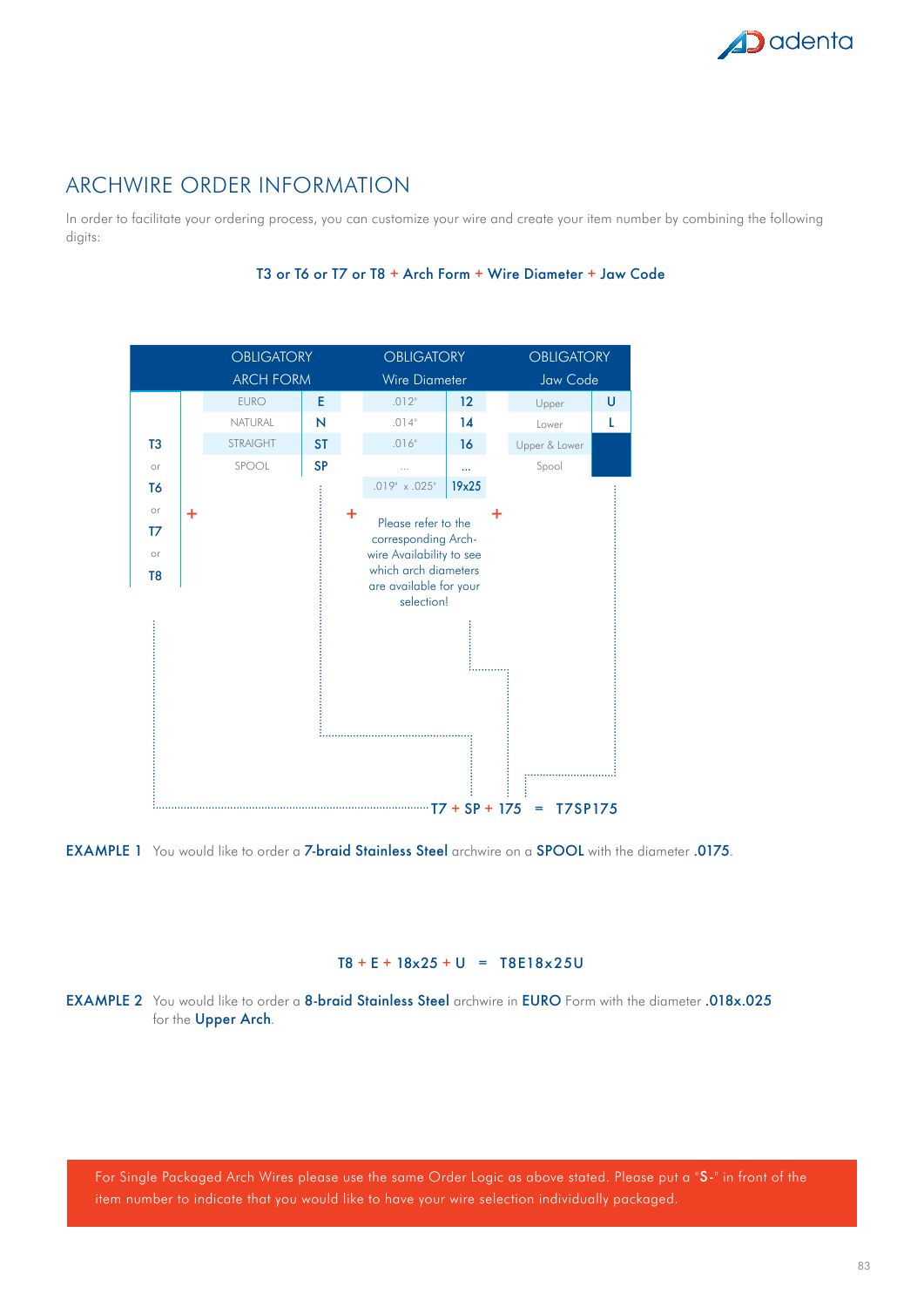## ARCHWIRE ORDER INFORMATION

In order to facilitate your ordering process, you can customize your wire and create your item number by combining the following digits:

**T3 or T6 or T7 or T8 + Arch Form + Wire Diameter + Jaw Code**

| | | OBLIGATORY ARCH FORM | | | OBLIGATORY Wire Diameter | | | OBLIGATORY Jaw Code | |
|---|---|---|---|---|---|---|---|---|---|
| T3 or T6 or T7 or T8 | + | EURO | E | + | .012" | 12 | + | Upper | U |
| | | NATURAL | N | | .014" | 14 | | Lower | L |
| | | STRAIGHT | ST | | .016" | 16 | | Upper & Lower | |
| | | SPOOL | SP | | ... | ... | | Spool | |
| | | | | | .019" x .025" | 19x25 | | | |

Please refer to the corresponding Archwire Availability to see which arch diameters are available for your selection!

T7 + SP + 175 = T7SP175

**EXAMPLE 1** You would like to order a **7-braid Stainless Steel** archwire on a **SPOOL** with the diameter **.0175**.

T8 + E + 18x25 + U = T8E18x25U

**EXAMPLE 2** You would like to order a **8-braid Stainless Steel** archwire in **EURO** Form with the diameter **.018x.025** for the **Upper Arch**.

For Single Packaged Arch Wires please use the same Order Logic as above stated. Please put a "**S-**" in front of the item number to indicate that you would like to have your wire selection individually packaged.